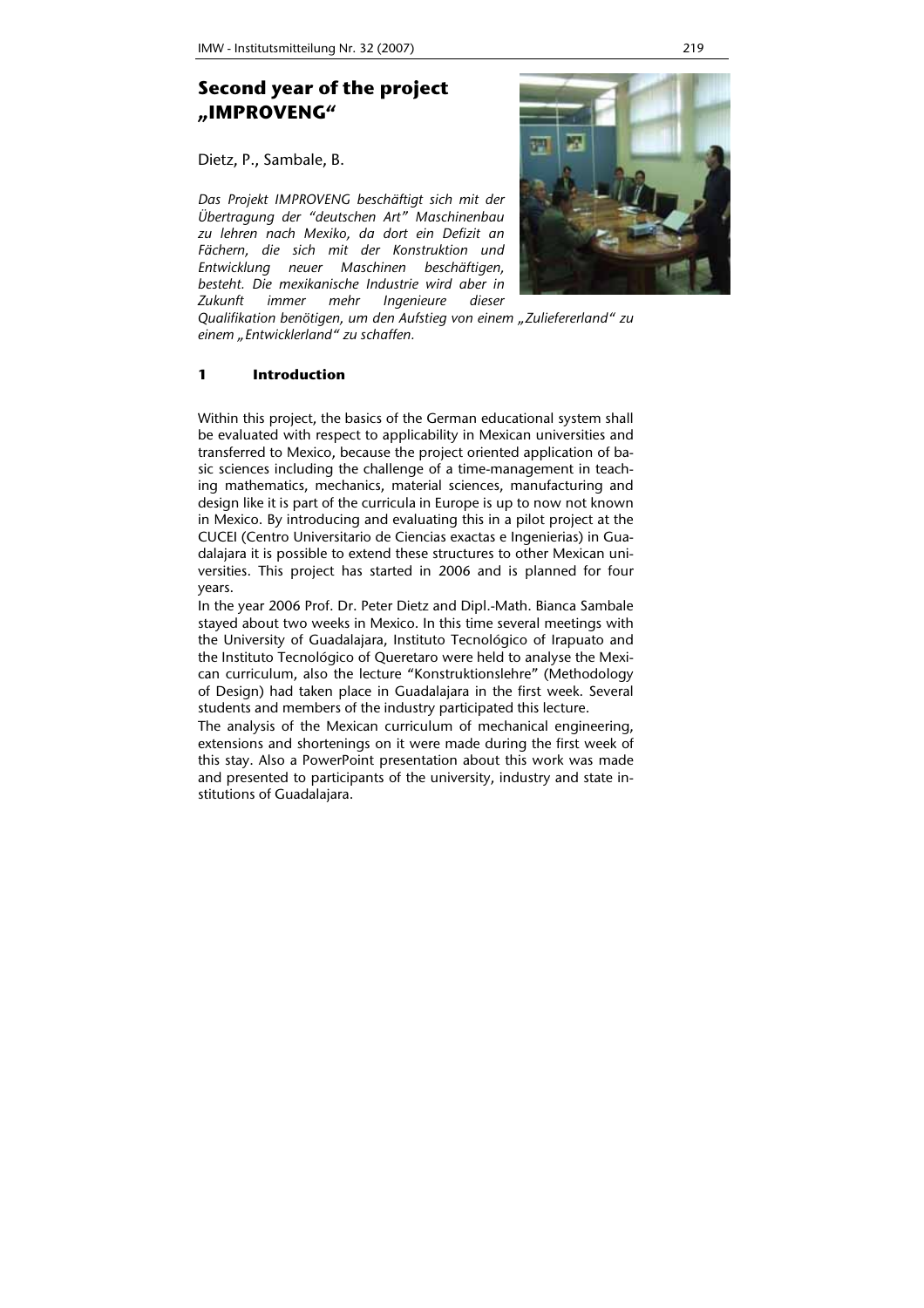# Second year of the project „IMPROVENG"

Dietz, P., Sambale, B.

*Das Projekt IMPROVENG beschäftigt sich mit der Übertragung der "deutschen Art" Maschinenbau zu lehren nach Mexiko, da dort ein Defizit an Fächern, die sich mit der Konstruktion und Entwicklung neuer Maschinen beschäftigen, besteht. Die mexikanische Industrie wird aber in Zukunft immer mehr Ingenieure dieser Qualifikation benötigen, um den Aufstieg von einem „Zuliefererland" zu einem „Entwicklerland" zu schaffen.*

## 1 Introduction

Within this project, the basics of the German educational system shall be evaluated with respect to applicability in Mexican universities and transferred to Mexico, because the project oriented application of basic sciences including the challenge of a time-management in teaching mathematics, mechanics, material sciences, manufacturing and design like it is part of the curricula in Europe is up to now not known in Mexico. By introducing and evaluating this in a pilot project at the CUCEI (Centro Universitario de Ciencias exactas e Ingenierias) in Guadalajara it is possible to extend these structures to other Mexican universities. This project has started in 2006 and is planned for four years.

In the year 2006 Prof. Dr. Peter Dietz and Dipl.-Math. Bianca Sambale stayed about two weeks in Mexico. In this time several meetings with the University of Guadalajara, Instituto Tecnológico of Irapuato and the Instituto Tecnológico of Queretaro were held to analyse the Mexican curriculum, also the lecture "Konstruktionslehre" (Methodology of Design) had taken place in Guadalajara in the first week. Several students and members of the industry participated this lecture.

The analysis of the Mexican curriculum of mechanical engineering, extensions and shortenings on it were made during the first week of this stay. Also a PowerPoint presentation about this work was made and presented to participants of the university, industry and state institutions of Guadalajara.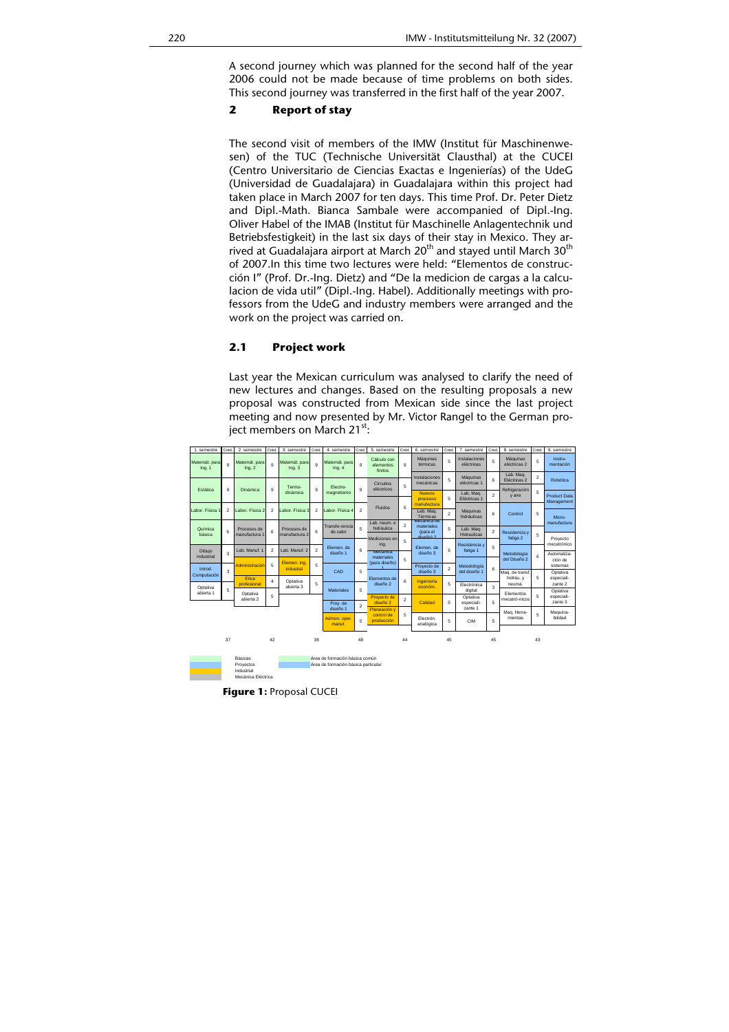A second journey which was planned for the second half of the year 2006 could not be made because of time problems on both sides. This second journey was transferred in the first half of the year 2007.

## 2 Report of stay

The second visit of members of the IMW (Institut für Maschinenwesen) of the TUC (Technische Universität Clausthal) at the CUCEI (Centro Universitario de Ciencias Exactas e Ingenierías) of the UdeG (Universidad de Guadalajara) in Guadalajara within this project had taken place in March 2007 for ten days. This time Prof. Dr. Peter Dietz and Dipl.-Math. Bianca Sambale were accompanied of Dipl.-Ing. Oliver Habel of the IMAB (Institut für Maschinelle Anlagentechnik und Betriebsfestigkeit) in the last six days of their stay in Mexico. They arrived at Guadalajara airport at March 20th and stayed until March 30th of 2007.In this time two lectures were held: "Elementos de construcción I" (Prof. Dr.-Ing. Dietz) and "De la medicion de cargas a la calculacion de vida util" (Dipl.-Ing. Habel). Additionally meetings with professors from the UdeG and industry members were arranged and the work on the project was carried on.

### 2.1 Project work

Last year the Mexican curriculum was analysed to clarify the need of new lectures and changes. Based on the resulting proposals a new proposal was constructed from Mexican side since the last project meeting and now presented by Mr. Victor Rangel to the German project members on March 21st:

| 1. semestre | Cred. | 2. semestre | Cred. | 3. semestre | Cred. | 4. semestre | Cred. | 5. semestre | Cred. | 6. semestre | Cred. | 7. semestre | Cred. | 8. semestre | Cred. | 9. semestre |
|---|---|---|---|---|---|---|---|---|---|---|---|---|---|---|---|---|
| Matemát. para Ing. 1 | 9 | Matemát. para Ing. 2 | 9 | Matemát. para Ing. 3 | 9 | Matemát. para Ing. 4 | 9 | Cálculo con elementos finitos | 9 | Máquinas térmicas | 5 | Instalaciones eléctricas | 5 | Máquinas eléctricas 2 | 5 | Instru-mentación |
| Estática | 9 | Dinámica | 9 | Termo-dinámica | 9 | Electro-magnetismo | 9 | Circuitos eléctricos | 5 | Instalaciones mecánicas | 5 | Máquinas eléctricas 1 | 6 | Lab. Maq. Eléctricas 2 | 2 | Robótica |
| | | | | | | | | | | Nuevos procesos manufactura | 5 | Lab. Maq. Eléctricas 1 | 2 | Refrigeración y aire | 5 | Product Data Management |
| Labor. Física 1 | 2 | Labor. Física 2 | 2 | Labor. Física 3 | 2 | Labor. Física 4 | 2 | Fluidos | 5 | Lab. Maq. Térmicas | 2 | Máquinas hidráulicas | 6 | Control | 5 | Micro-manufactura |
| Química básica | 6 | Procesos de manufactura 1 | 6 | Procesos de manufactura 2 | 6 | Transfe-rencia de calor | 5 | Lab. neum. e hidráulica | 2 | Mecánica de materiales (para el diseño) 2 | 5 | Lab. Maq. Hidráulicas | 2 | Resistencia y fatiga 2 | 5 | Proyecto mecatrónico |
| Dibujo industrial | 3 | Lab. Manuf. 1 | 2 | Lab. Manuf. 2 | 2 | Elemen. de diseño 1 | 6 | Mediciones en ing. | 5 | Elemen. de diseño 3 | 6 | Resistencia y fatiga 1 | 5 | Metodología del Diseño 2 | 6 | Automatiza-ción de sistemas |
| Introd. Computación | 3 | Administración | 5 | Elemen. ing. industrial | 5 | CAD | 5 | Mecánica materiales (para diseño) 1 | 5 | Proyecto de diseño 3 | 2 | Metodología del diseño 1 | 6 | Maq. de transf. hidráu. y neumá. | 5 | Optativa especiali-zante 2 |
| Optativa abierta 1 | 5 | Etica profesional | 4 | Optativa abierta 3 | 5 | Materiales | 5 | Elementos de diseño 2 | 6 | Ingeniería económ. | 5 | Electrónica digital | 3 | Elementos mecatró-nicos | 5 | Optativa especiali-zante 3 |
| | | Optativa abierta 2 | 5 | | | Proy. de diseño 1 | 2 | Proyecto de diseño 2 | 2 | Calidad | 5 | Optativa especiali-zante 1 | 5 | Maq. Herra-mientas | 5 | Maquina-bilidad |
| | | | | | | Admon. oper. manuf. | 5 | Planeación y control de producción | 5 | Electrón. analógica | 5 | CIM | 5 | | | |
| | 37 | | 42 | | 38 | | 48 | | 44 | | 45 | | 45 | | 43 | |

Básicas
Proyectos
Industrial
Mecánica Eléctrica

Área de formación básica común
Área de formación básica particular

**Figure 1:** Proposal CUCEI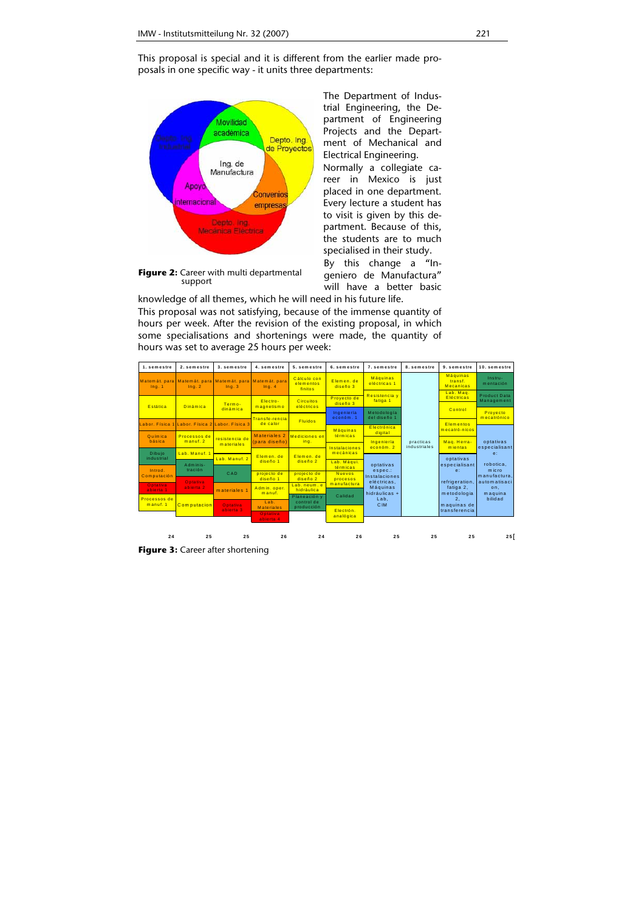This proposal is special and it is different from the earlier made proposals in one specific way - it units three departments:

The Department of Industrial Engineering, the Department of Engineering Projects and the Department of Mechanical and Electrical Engineering. Normally a collegiate career in Mexico is just placed in one department. Every lecture a student has to visit is given by this department. Because of this, the students are to much specialised in their study. By this change a "Ingeniero de Manufactura" will have a better basic knowledge of all themes, which he will need in his future life.

**Figure 2:** Career with multi departmental support

This proposal was not satisfying, because of the immense quantity of hours per week. After the revision of the existing proposal, in which some specialisations and shortenings were made, the quantity of hours was set to average 25 hours per week:

**Figure 3:** Career after shortening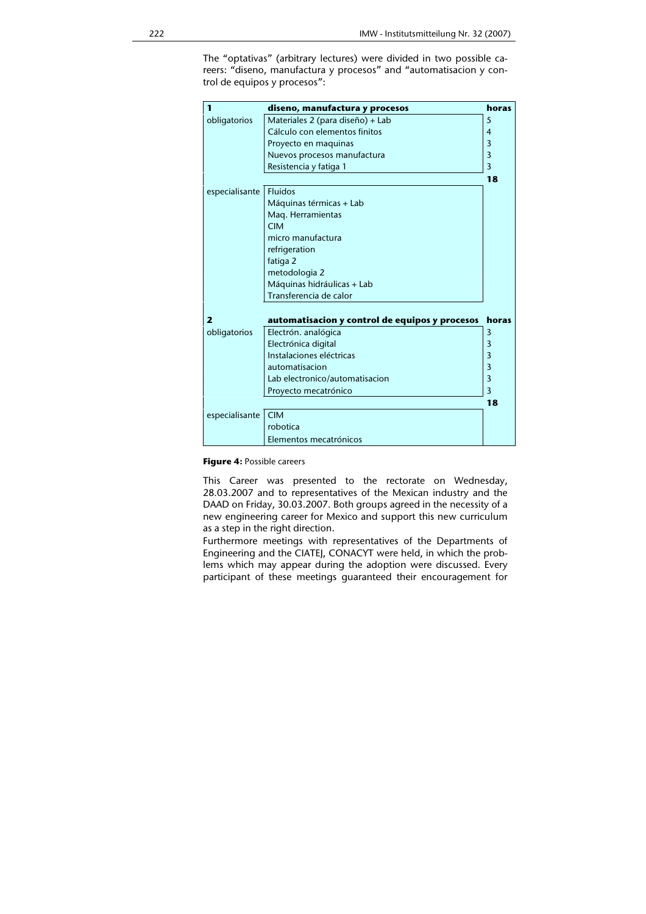The “optativas” (arbitrary lectures) were divided in two possible careers: “diseno, manufactura y procesos” and “automatisacion y control de equipos y procesos”:

| **1** | **diseno, manufactura y procesos** | **horas** |
|---|---|---|
| obligatorios | Materiales 2 (para diseño) + Lab | 5 |
| | Cálculo con elementos finitos | 4 |
| | Proyecto en maquinas | 3 |
| | Nuevos procesos manufactura | 3 |
| | Resistencia y fatiga 1 | 3 |
| | | **18** |
| especialisante | Fluidos | |
| | Máquinas térmicas + Lab | |
| | Maq. Herramientas | |
| | CIM | |
| | micro manufactura | |
| | refrigeration | |
| | fatiga 2 | |
| | metodologia 2 | |
| | Máquinas hidráulicas + Lab | |
| | Transferencia de calor | |
| **2** | **automatisacion y control de equipos y procesos** | **horas** |
| obligatorios | Electrón. analógica | 3 |
| | Electrónica digital | 3 |
| | Instalaciones eléctricas | 3 |
| | automatisacion | 3 |
| | Lab electronico/automatisacion | 3 |
| | Proyecto mecatrónico | 3 |
| | | **18** |
| especialisante | CIM | |
| | robotica | |
| | Elementos mecatrónicos | |

**Figure 4:** Possible careers

This Career was presented to the rectorate on Wednesday, 28.03.2007 and to representatives of the Mexican industry and the DAAD on Friday, 30.03.2007. Both groups agreed in the necessity of a new engineering career for Mexico and support this new curriculum as a step in the right direction.

Furthermore meetings with representatives of the Departments of Engineering and the CIATEJ, CONACYT were held, in which the problems which may appear during the adoption were discussed. Every participant of these meetings guaranteed their encouragement for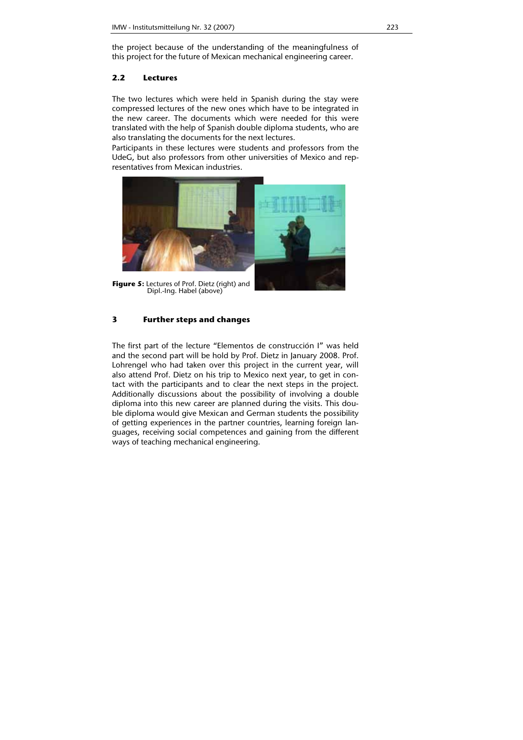the project because of the understanding of the meaningfulness of this project for the future of Mexican mechanical engineering career.

### 2.2 Lectures

The two lectures which were held in Spanish during the stay were compressed lectures of the new ones which have to be integrated in the new career. The documents which were needed for this were translated with the help of Spanish double diploma students, who are also translating the documents for the next lectures.

Participants in these lectures were students and professors from the UdeG, but also professors from other universities of Mexico and representatives from Mexican industries.

**Figure 5:** Lectures of Prof. Dietz (right) and Dipl.-Ing. Habel (above)

## 3 Further steps and changes

The first part of the lecture "Elementos de construcción I" was held and the second part will be hold by Prof. Dietz in January 2008. Prof. Lohrengel who had taken over this project in the current year, will also attend Prof. Dietz on his trip to Mexico next year, to get in contact with the participants and to clear the next steps in the project. Additionally discussions about the possibility of involving a double diploma into this new career are planned during the visits. This double diploma would give Mexican and German students the possibility of getting experiences in the partner countries, learning foreign languages, receiving social competences and gaining from the different ways of teaching mechanical engineering.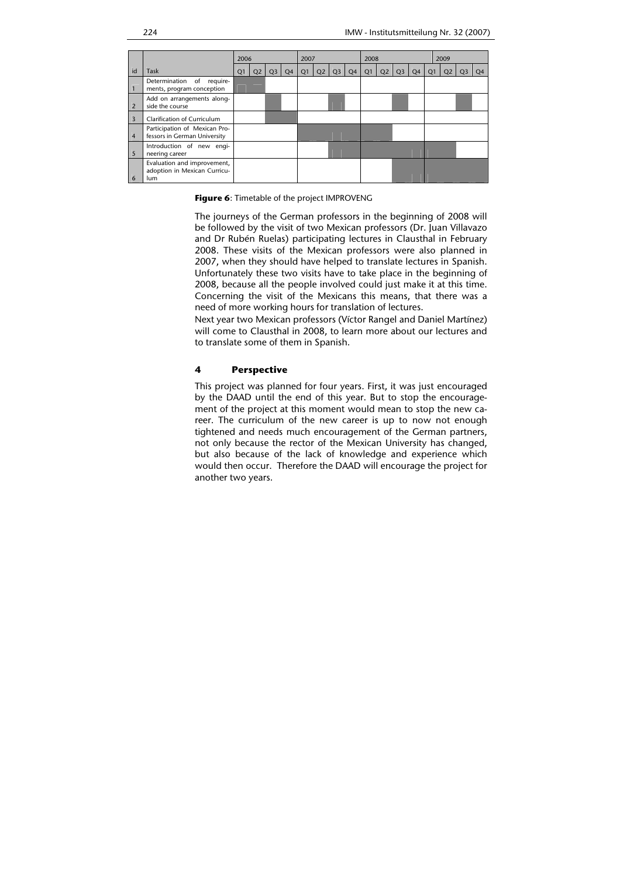| | | 2006 | | | | 2007 | | | | 2008 | | | | 2009 | | | |
|---|---|---|---|---|---|---|---|---|---|---|---|---|---|---|---|---|---|
| id | Task | Q1 | Q2 | Q3 | Q4 | Q1 | Q2 | Q3 | Q4 | Q1 | Q2 | Q3 | Q4 | Q1 | Q2 | Q3 | Q4 |
| 1 | Determination of requirements, program conception | | | | | | | | | | | | | | | | |
| 2 | Add on arrangements alongside the course | | | | | | | | | | | | | | | | |
| 3 | Clarification of Curriculum | | | | | | | | | | | | | | | | |
| 4 | Participation of Mexican Professors in German University | | | | | | | | | | | | | | | | |
| 5 | Introduction of new engineering career | | | | | | | | | | | | | | | | |
| 6 | Evaluation and improvement, adoption in Mexican Curriculum | | | | | | | | | | | | | | | | |

**Figure 6**: Timetable of the project IMPROVENG

The journeys of the German professors in the beginning of 2008 will be followed by the visit of two Mexican professors (Dr. Juan Villavazo and Dr Rubén Ruelas) participating lectures in Clausthal in February 2008. These visits of the Mexican professors were also planned in 2007, when they should have helped to translate lectures in Spanish. Unfortunately these two visits have to take place in the beginning of 2008, because all the people involved could just make it at this time. Concerning the visit of the Mexicans this means, that there was a need of more working hours for translation of lectures.

Next year two Mexican professors (Víctor Rangel and Daniel Martínez) will come to Clausthal in 2008, to learn more about our lectures and to translate some of them in Spanish.

## 4 Perspective

This project was planned for four years. First, it was just encouraged by the DAAD until the end of this year. But to stop the encouragement of the project at this moment would mean to stop the new career. The curriculum of the new career is up to now not enough tightened and needs much encouragement of the German partners, not only because the rector of the Mexican University has changed, but also because of the lack of knowledge and experience which would then occur. Therefore the DAAD will encourage the project for another two years.